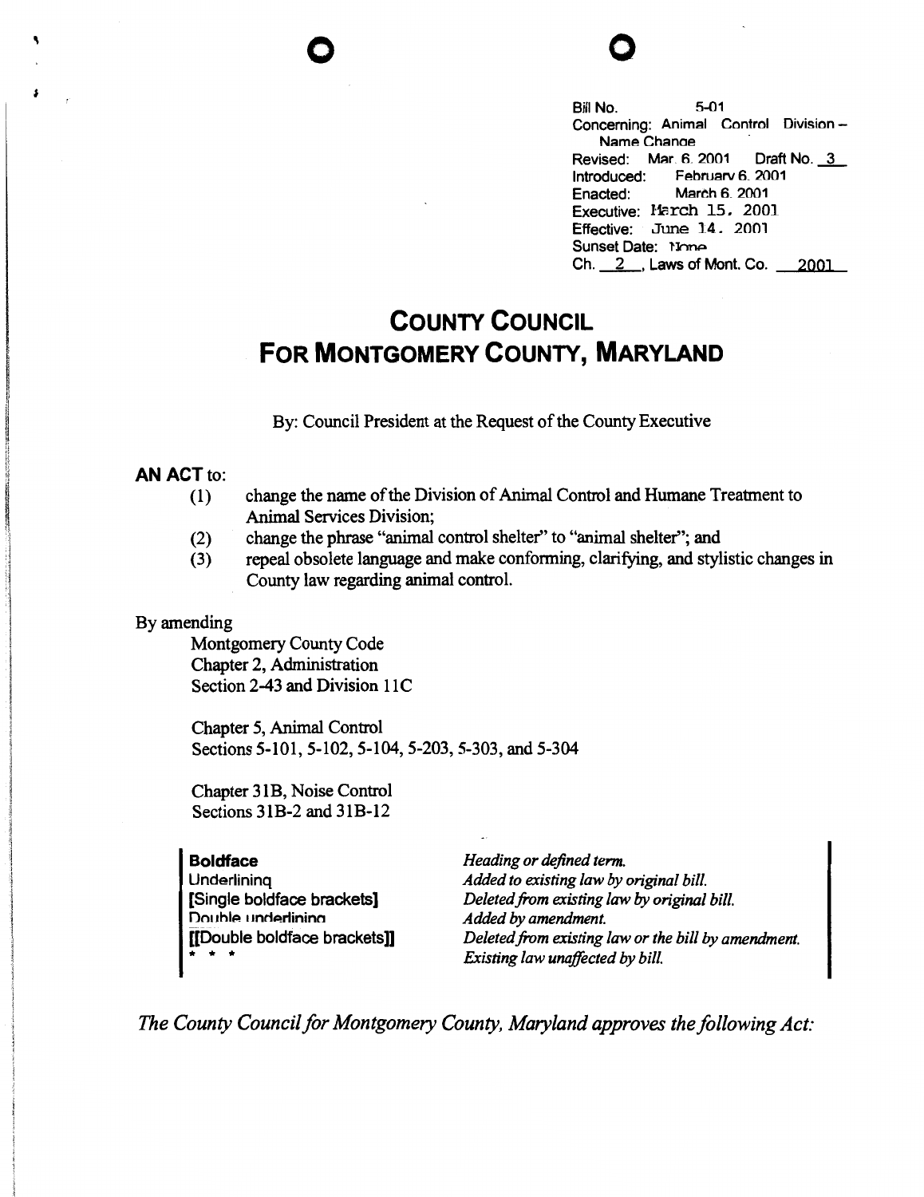Bill No. 5-01
Concerning: Animal Control Division – Name Change
Revised: Mar. 6, 2001 Draft No. 3
Introduced: February 6, 2001
Enacted: March 6, 2001
Executive: March 15, 2001
Effective: June 14, 2001
Sunset Date: None
Ch. 2, Laws of Mont. Co. 2001

# COUNTY COUNCIL FOR MONTGOMERY COUNTY, MARYLAND

By: Council President at the Request of the County Executive

**AN ACT** to:

(1) change the name of the Division of Animal Control and Humane Treatment to Animal Services Division;

(2) change the phrase "animal control shelter" to "animal shelter"; and

(3) repeal obsolete language and make conforming, clarifying, and stylistic changes in County law regarding animal control.

By amending

Montgomery County Code
Chapter 2, Administration
Section 2-43 and Division 11C

Chapter 5, Animal Control
Sections 5-101, 5-102, 5-104, 5-203, 5-303, and 5-304

Chapter 31B, Noise Control
Sections 31B-2 and 31B-12

| | |
|---|---|
| **Boldface** | *Heading or defined term.* |
| Underlining | *Added to existing law by original bill.* |
| [Single boldface brackets] | *Deleted from existing law by original bill.* |
| Double underlining | *Added by amendment.* |
| [[Double boldface brackets]] | *Deleted from existing law or the bill by amendment.* |
| * * * | *Existing law unaffected by bill.* |

*The County Council for Montgomery County, Maryland approves the following Act:*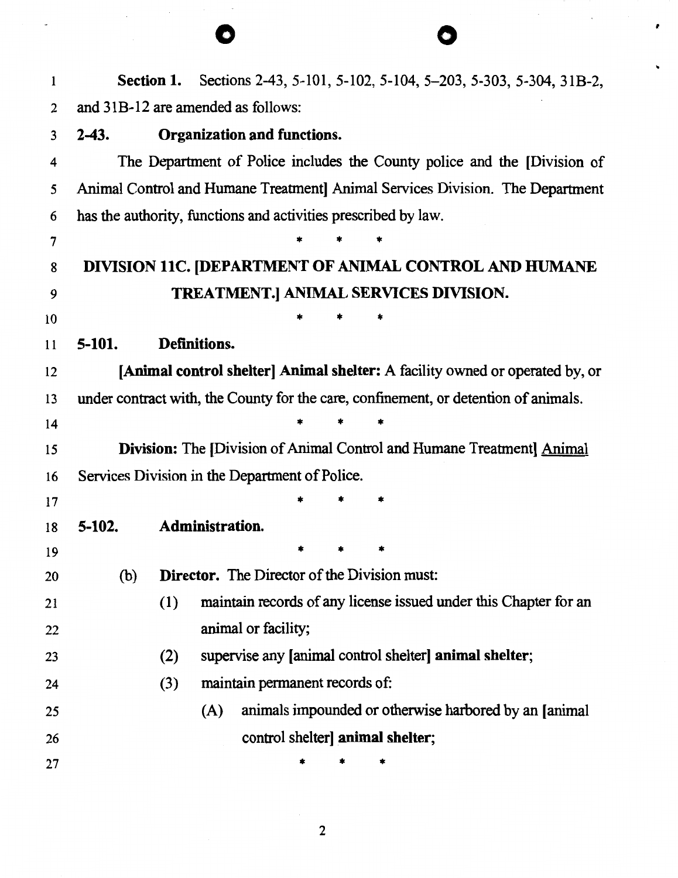**Section 1.** Sections 2-43, 5-101, 5-102, 5-104, 5–203, 5-303, 5-304, 31B-2, and 31B-12 are amended as follows:

**2-43. Organization and functions.**

The Department of Police includes the County police and the [Division of Animal Control and Humane Treatment] Animal Services Division. The Department has the authority, functions and activities prescribed by law.

\* \* \*

**DIVISION 11C. [DEPARTMENT OF ANIMAL CONTROL AND HUMANE TREATMENT.] ANIMAL SERVICES DIVISION.**

\* \* \*

**5-101. Definitions.**

**[Animal control shelter] Animal shelter:** A facility owned or operated by, or under contract with, the County for the care, confinement, or detention of animals.

\* \* \*

**Division:** The [Division of Animal Control and Humane Treatment] Animal Services Division in the Department of Police.

\* \* \*

**5-102. Administration.**

\* \* \*

(b) **Director.** The Director of the Division must:

(1) maintain records of any license issued under this Chapter for an animal or facility;

(2) supervise any [animal control shelter] **animal shelter**;

(3) maintain permanent records of:

(A) animals impounded or otherwise harbored by an [animal control shelter] **animal shelter**;

\* \* \*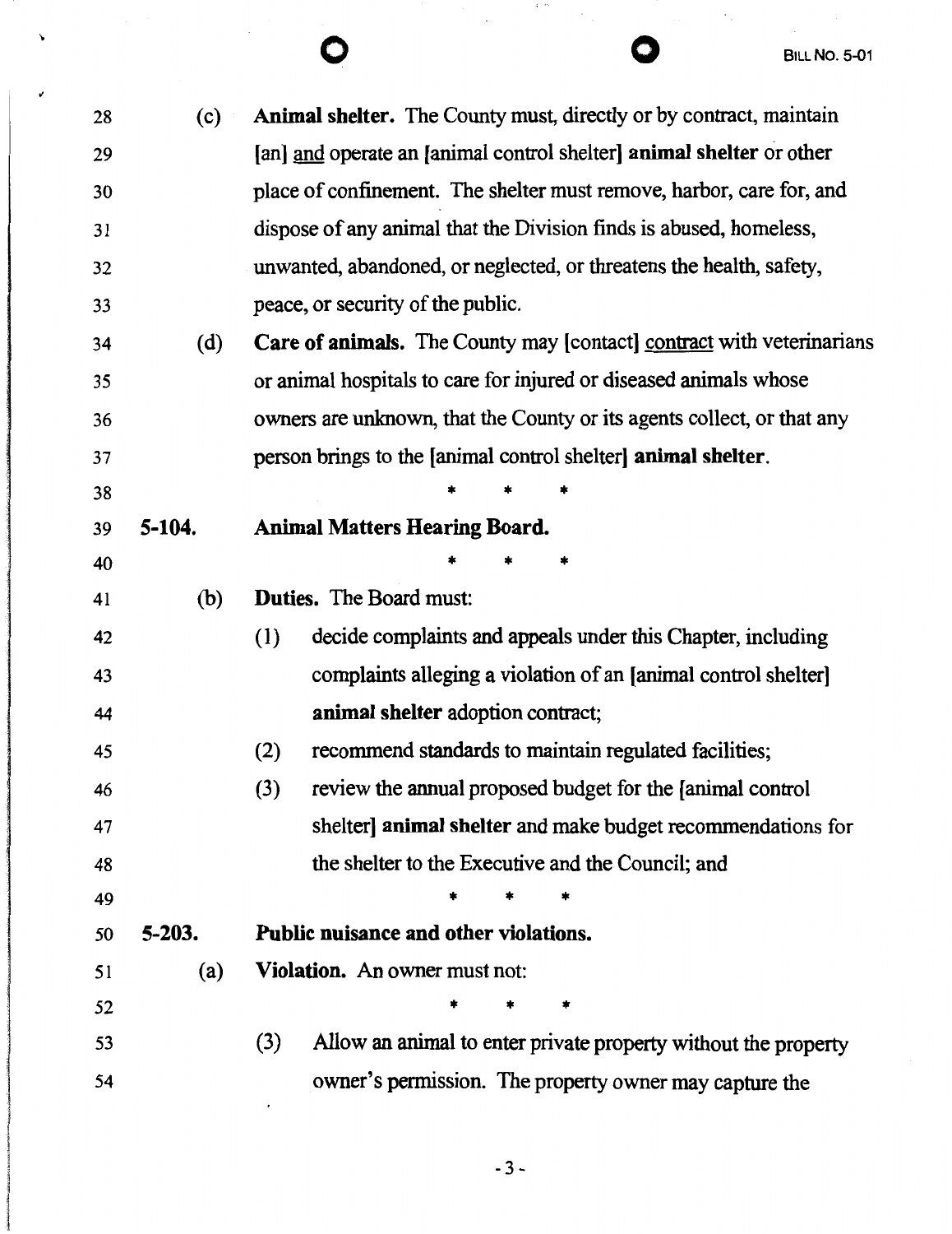(c) **Animal shelter.** The County must, directly or by contract, maintain [an] and operate an [animal control shelter] **animal shelter** or other place of confinement. The shelter must remove, harbor, care for, and dispose of any animal that the Division finds is abused, homeless, unwanted, abandoned, or neglected, or threatens the health, safety, peace, or security of the public.

(d) **Care of animals.** The County may [contact] contract with veterinarians or animal hospitals to care for injured or diseased animals whose owners are unknown, that the County or its agents collect, or that any person brings to the [animal control shelter] **animal shelter**.

\* \* \*

**5-104. Animal Matters Hearing Board.**

\* \* \*

(b) **Duties.** The Board must:

(1) decide complaints and appeals under this Chapter, including complaints alleging a violation of an [animal control shelter] **animal shelter** adoption contract;

(2) recommend standards to maintain regulated facilities;

(3) review the annual proposed budget for the [animal control shelter] **animal shelter** and make budget recommendations for the shelter to the Executive and the Council; and

\* \* \*

**5-203. Public nuisance and other violations.**

(a) **Violation.** An owner must not:

\* \* \*

(3) Allow an animal to enter private property without the property owner's permission. The property owner may capture the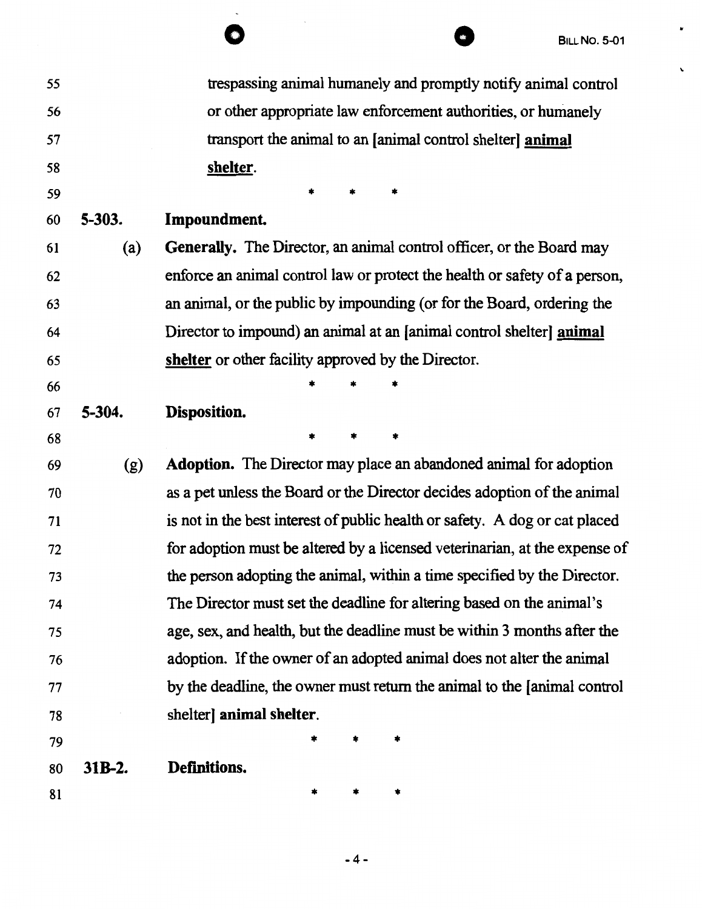trespassing animal humanely and promptly notify animal control or other appropriate law enforcement authorities, or humanely transport the animal to an [animal control shelter] **animal shelter**.

\* \* \*

**5-303. Impoundment.**

(a) **Generally.** The Director, an animal control officer, or the Board may enforce an animal control law or protect the health or safety of a person, an animal, or the public by impounding (or for the Board, ordering the Director to impound) an animal at an [animal control shelter] **animal shelter** or other facility approved by the Director.

\* \* \*

**5-304. Disposition.**

\* \* \*

(g) **Adoption.** The Director may place an abandoned animal for adoption as a pet unless the Board or the Director decides adoption of the animal is not in the best interest of public health or safety. A dog or cat placed for adoption must be altered by a licensed veterinarian, at the expense of the person adopting the animal, within a time specified by the Director. The Director must set the deadline for altering based on the animal's age, sex, and health, but the deadline must be within 3 months after the adoption. If the owner of an adopted animal does not alter the animal by the deadline, the owner must return the animal to the [animal control shelter] **animal shelter**.

\* \* \*

**31B-2. Definitions.**

\* \* \*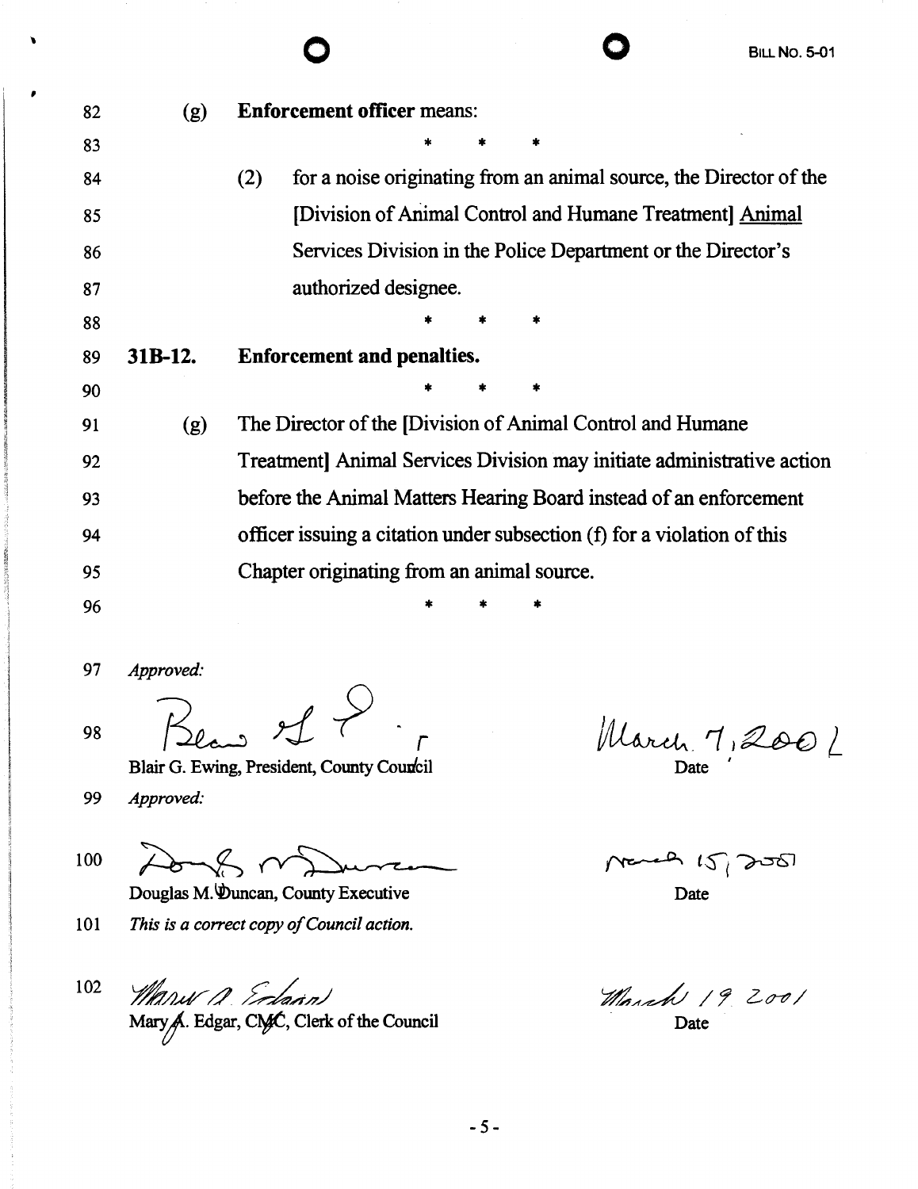82 (g) **Enforcement officer** means:

83 * * *

84 (2) for a noise originating from an animal source, the Director of the

85 [Division of Animal Control and Humane Treatment] Animal

86 Services Division in the Police Department or the Director's

87 authorized designee.

88 * * *

89 **31B-12. Enforcement and penalties.**

90 * * *

91 (g) The Director of the [Division of Animal Control and Humane

92 Treatment] Animal Services Division may initiate administrative action

93 before the Animal Matters Hearing Board instead of an enforcement

94 officer issuing a citation under subsection (f) for a violation of this

95 Chapter originating from an animal source.

96 * * *

97 *Approved:*

98 Blair G. Ewing, President, County Council — March 7, 2001
Date

99 *Approved:*

100 Douglas M. Duncan, County Executive — March 15, 2001
Date

101 *This is a correct copy of Council action.*

102 Mary A. Edgar, CMC, Clerk of the Council — March 19 2001
Date